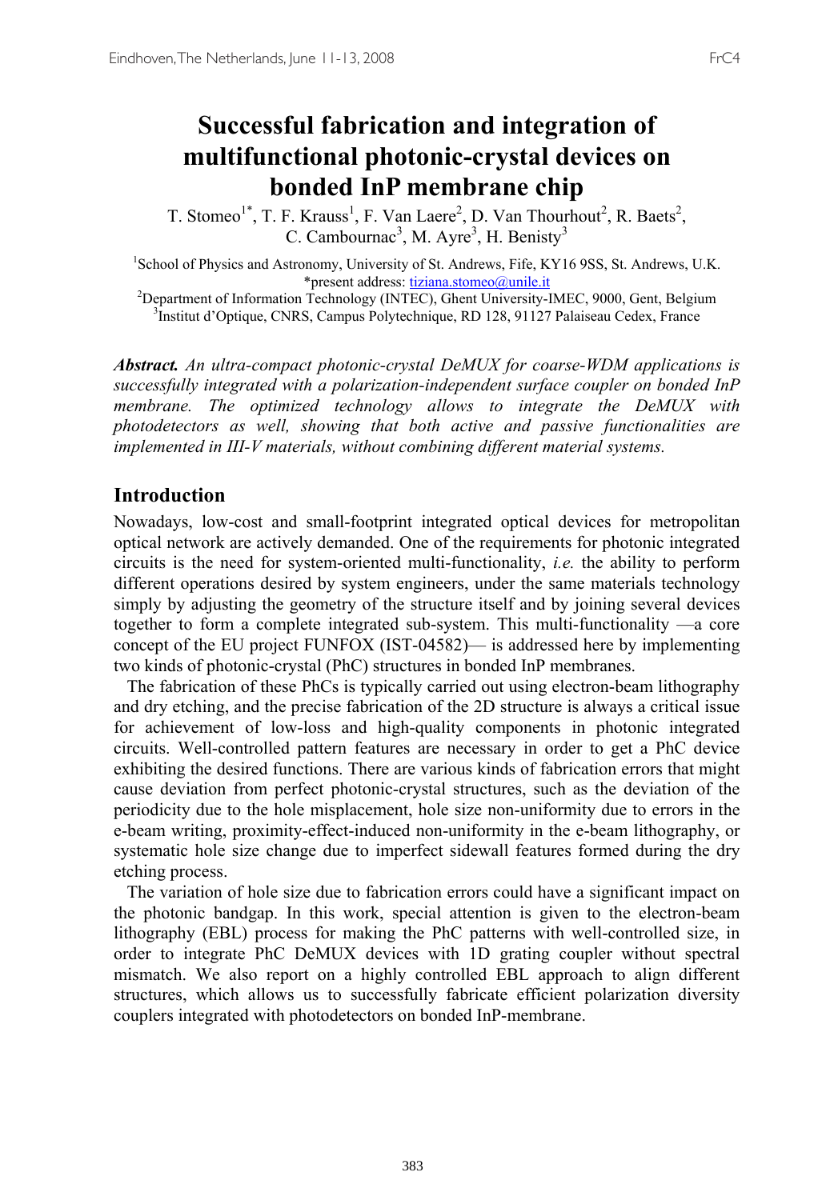# Successful fabrication and integration of multifunctional photonic-crystal devices on bonded InP membrane chip

T. Stomeo[1*], T. F. Krauss[1], F. Van Laere[2], D. Van Thourhout[2], R. Baets[2], C. Cambournac[3], M. Ayre[3], H. Benisty[3]

[1]School of Physics and Astronomy, University of St. Andrews, Fife, KY16 9SS, St. Andrews, U.K.
*present address: tiziana.stomeo@unile.it
[2]Department of Information Technology (INTEC), Ghent University-IMEC, 9000, Gent, Belgium
[3]Institut d'Optique, CNRS, Campus Polytechnique, RD 128, 91127 Palaiseau Cedex, France

***Abstract.*** *An ultra-compact photonic-crystal DeMUX for coarse-WDM applications is successfully integrated with a polarization-independent surface coupler on bonded InP membrane. The optimized technology allows to integrate the DeMUX with photodetectors as well, showing that both active and passive functionalities are implemented in III-V materials, without combining different material systems.*

## Introduction

Nowadays, low-cost and small-footprint integrated optical devices for metropolitan optical network are actively demanded. One of the requirements for photonic integrated circuits is the need for system-oriented multi-functionality, *i.e.* the ability to perform different operations desired by system engineers, under the same materials technology simply by adjusting the geometry of the structure itself and by joining several devices together to form a complete integrated sub-system. This multi-functionality —a core concept of the EU project FUNFOX (IST-04582)— is addressed here by implementing two kinds of photonic-crystal (PhC) structures in bonded InP membranes.

The fabrication of these PhCs is typically carried out using electron-beam lithography and dry etching, and the precise fabrication of the 2D structure is always a critical issue for achievement of low-loss and high-quality components in photonic integrated circuits. Well-controlled pattern features are necessary in order to get a PhC device exhibiting the desired functions. There are various kinds of fabrication errors that might cause deviation from perfect photonic-crystal structures, such as the deviation of the periodicity due to the hole misplacement, hole size non-uniformity due to errors in the e-beam writing, proximity-effect-induced non-uniformity in the e-beam lithography, or systematic hole size change due to imperfect sidewall features formed during the dry etching process.

The variation of hole size due to fabrication errors could have a significant impact on the photonic bandgap. In this work, special attention is given to the electron-beam lithography (EBL) process for making the PhC patterns with well-controlled size, in order to integrate PhC DeMUX devices with 1D grating coupler without spectral mismatch. We also report on a highly controlled EBL approach to align different structures, which allows us to successfully fabricate efficient polarization diversity couplers integrated with photodetectors on bonded InP-membrane.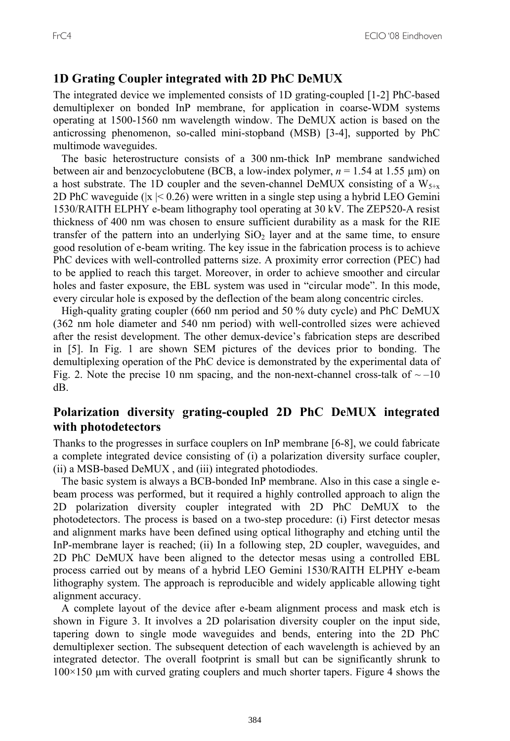## 1D Grating Coupler integrated with 2D PhC DeMUX

The integrated device we implemented consists of 1D grating-coupled [1-2] PhC-based demultiplexer on bonded InP membrane, for application in coarse-WDM systems operating at 1500-1560 nm wavelength window. The DeMUX action is based on the anticrossing phenomenon, so-called mini-stopband (MSB) [3-4], supported by PhC multimode waveguides.

The basic heterostructure consists of a 300 nm-thick InP membrane sandwiched between air and benzocyclobutene (BCB, a low-index polymer, $n$ = 1.54 at 1.55 μm) on a host substrate. The 1D coupler and the seven-channel DeMUX consisting of a $W_{5+x}$ 2D PhC waveguide ($|x| < 0.26$) were written in a single step using a hybrid LEO Gemini 1530/RAITH ELPHY e-beam lithography tool operating at 30 kV. The ZEP520-A resist thickness of 400 nm was chosen to ensure sufficient durability as a mask for the RIE transfer of the pattern into an underlying $SiO_2$ layer and at the same time, to ensure good resolution of e-beam writing. The key issue in the fabrication process is to achieve PhC devices with well-controlled patterns size. A proximity error correction (PEC) had to be applied to reach this target. Moreover, in order to achieve smoother and circular holes and faster exposure, the EBL system was used in "circular mode". In this mode, every circular hole is exposed by the deflection of the beam along concentric circles.

High-quality grating coupler (660 nm period and 50 % duty cycle) and PhC DeMUX (362 nm hole diameter and 540 nm period) with well-controlled sizes were achieved after the resist development. The other demux-device's fabrication steps are described in [5]. In Fig. 1 are shown SEM pictures of the devices prior to bonding. The demultiplexing operation of the PhC device is demonstrated by the experimental data of Fig. 2. Note the precise 10 nm spacing, and the non-next-channel cross-talk of ~ –10 dB.

## Polarization diversity grating-coupled 2D PhC DeMUX integrated with photodetectors

Thanks to the progresses in surface couplers on InP membrane [6-8], we could fabricate a complete integrated device consisting of (i) a polarization diversity surface coupler, (ii) a MSB-based DeMUX , and (iii) integrated photodiodes.

The basic system is always a BCB-bonded InP membrane. Also in this case a single e-beam process was performed, but it required a highly controlled approach to align the 2D polarization diversity coupler integrated with 2D PhC DeMUX to the photodetectors. The process is based on a two-step procedure: (i) First detector mesas and alignment marks have been defined using optical lithography and etching until the InP-membrane layer is reached; (ii) In a following step, 2D coupler, waveguides, and 2D PhC DeMUX have been aligned to the detector mesas using a controlled EBL process carried out by means of a hybrid LEO Gemini 1530/RAITH ELPHY e-beam lithography system. The approach is reproducible and widely applicable allowing tight alignment accuracy.

A complete layout of the device after e-beam alignment process and mask etch is shown in Figure 3. It involves a 2D polarisation diversity coupler on the input side, tapering down to single mode waveguides and bends, entering into the 2D PhC demultiplexer section. The subsequent detection of each wavelength is achieved by an integrated detector. The overall footprint is small but can be significantly shrunk to 100×150 μm with curved grating couplers and much shorter tapers. Figure 4 shows the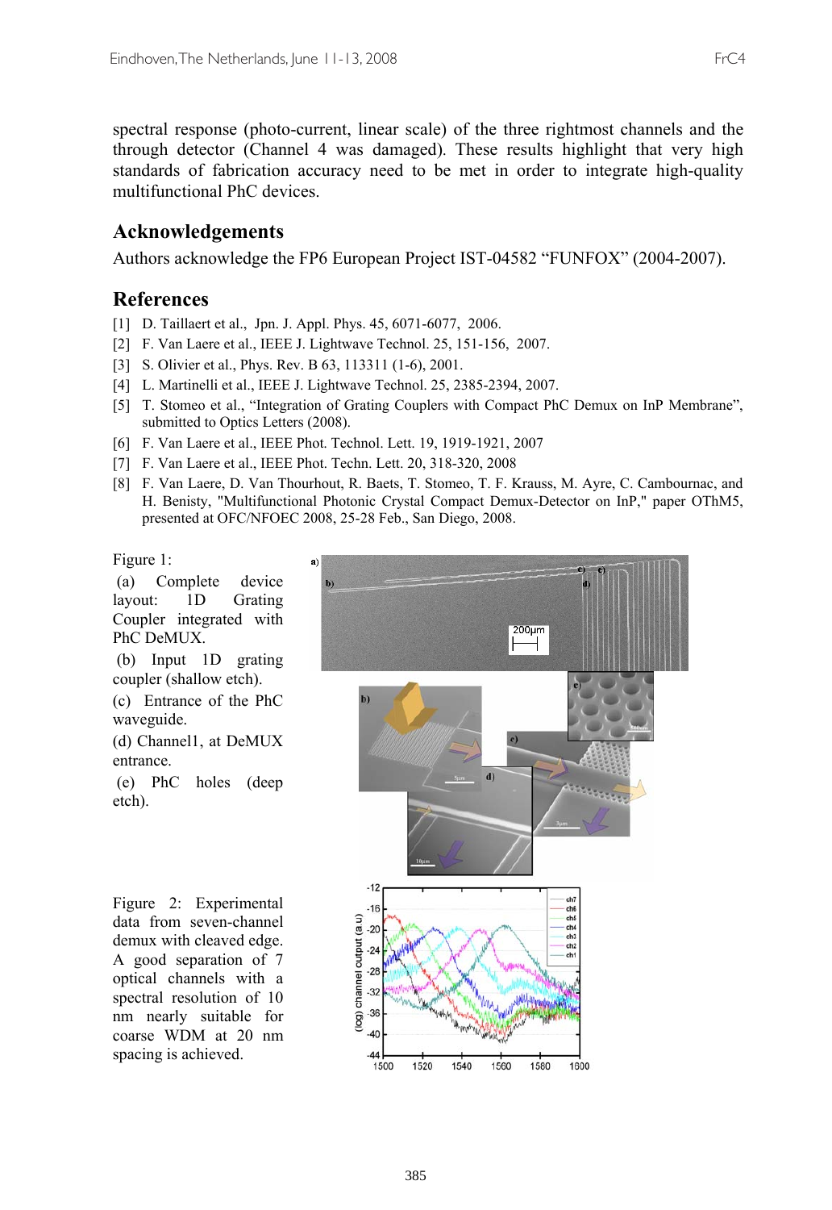spectral response (photo-current, linear scale) of the three rightmost channels and the through detector (Channel 4 was damaged). These results highlight that very high standards of fabrication accuracy need to be met in order to integrate high-quality multifunctional PhC devices.

## Acknowledgements

Authors acknowledge the FP6 European Project IST-04582 "FUNFOX" (2004-2007).

## References

[1] D. Taillaert et al., Jpn. J. Appl. Phys. 45, 6071-6077, 2006.

[2] F. Van Laere et al., IEEE J. Lightwave Technol. 25, 151-156, 2007.

[3] S. Olivier et al., Phys. Rev. B 63, 113311 (1-6), 2001.

[4] L. Martinelli et al., IEEE J. Lightwave Technol. 25, 2385-2394, 2007.

[5] T. Stomeo et al., "Integration of Grating Couplers with Compact PhC Demux on InP Membrane", submitted to Optics Letters (2008).

[6] F. Van Laere et al., IEEE Phot. Technol. Lett. 19, 1919-1921, 2007

[7] F. Van Laere et al., IEEE Phot. Techn. Lett. 20, 318-320, 2008

[8] F. Van Laere, D. Van Thourhout, R. Baets, T. Stomeo, T. F. Krauss, M. Ayre, C. Cambournac, and H. Benisty, "Multifunctional Photonic Crystal Compact Demux-Detector on InP," paper OThM5, presented at OFC/NFOEC 2008, 25-28 Feb., San Diego, 2008.

Figure 1:
(a) Complete device layout: 1D Grating Coupler integrated with PhC DeMUX.
(b) Input 1D grating coupler (shallow etch).
(c) Entrance of the PhC waveguide.
(d) Channel1, at DeMUX entrance.
(e) PhC holes (deep etch).

Figure 2: Experimental data from seven-channel demux with cleaved edge. A good separation of 7 optical channels with a spectral resolution of 10 nm nearly suitable for coarse WDM at 20 nm spacing is achieved.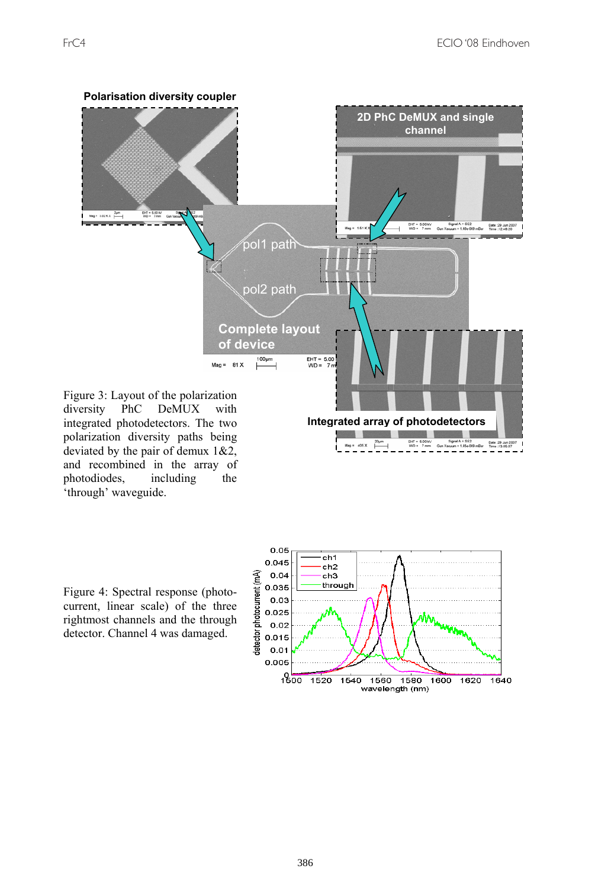Figure 3: Layout of the polarization diversity PhC DeMUX with integrated photodetectors. The two polarization diversity paths being deviated by the pair of demux 1&2, and recombined in the array of photodiodes, including the 'through' waveguide.

Figure 4: Spectral response (photo-current, linear scale) of the three rightmost channels and the through detector. Channel 4 was damaged.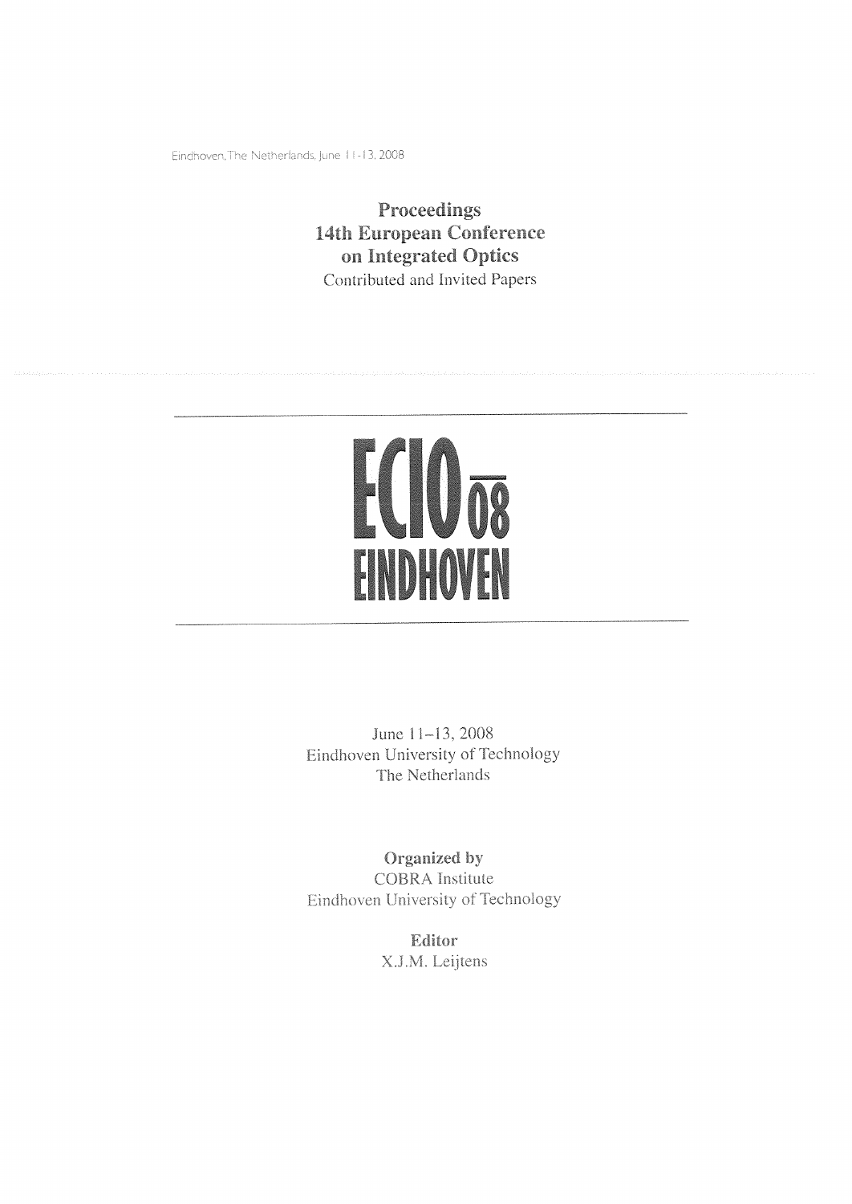Eindhoven, The Netherlands, June 11-13, 2008

# Proceedings
# 14th European Conference on Integrated Optics

Contributed and Invited Papers

ECIO 08
EINDHOVEN

June 11–13, 2008
Eindhoven University of Technology
The Netherlands

**Organized by**
COBRA Institute
Eindhoven University of Technology

**Editor**
X.J.M. Leijtens